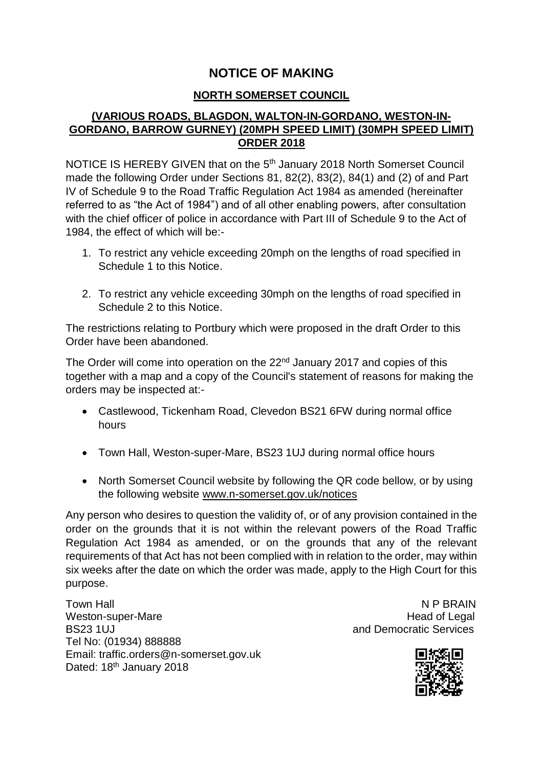# NOTICE OF MAKING

## NORTH SOMERSET COUNCIL

## (VARIOUS ROADS, BLAGDON, WALTON-IN-GORDANO, WESTON-IN-GORDANO, BARROW GURNEY) (20MPH SPEED LIMIT) (30MPH SPEED LIMIT) ORDER 2018

NOTICE IS HEREBY GIVEN that on the 5th January 2018 North Somerset Council made the following Order under Sections 81, 82(2), 83(2), 84(1) and (2) of and Part IV of Schedule 9 to the Road Traffic Regulation Act 1984 as amended (hereinafter referred to as "the Act of 1984") and of all other enabling powers, after consultation with the chief officer of police in accordance with Part III of Schedule 9 to the Act of 1984, the effect of which will be:-

1. To restrict any vehicle exceeding 20mph on the lengths of road specified in Schedule 1 to this Notice.
2. To restrict any vehicle exceeding 30mph on the lengths of road specified in Schedule 2 to this Notice.

The restrictions relating to Portbury which were proposed in the draft Order to this Order have been abandoned.

The Order will come into operation on the 22nd January 2017 and copies of this together with a map and a copy of the Council's statement of reasons for making the orders may be inspected at:-

- Castlewood, Tickenham Road, Clevedon BS21 6FW during normal office hours
- Town Hall, Weston-super-Mare, BS23 1UJ during normal office hours
- North Somerset Council website by following the QR code bellow, or by using the following website www.n-somerset.gov.uk/notices

Any person who desires to question the validity of, or of any provision contained in the order on the grounds that it is not within the relevant powers of the Road Traffic Regulation Act 1984 as amended, or on the grounds that any of the relevant requirements of that Act has not been complied with in relation to the order, may within six weeks after the date on which the order was made, apply to the High Court for this purpose.

Town Hall
Weston-super-Mare
BS23 1UJ
Tel No: (01934) 888888
Email: traffic.orders@n-somerset.gov.uk
Dated: 18th January 2018

N P BRAIN
Head of Legal
and Democratic Services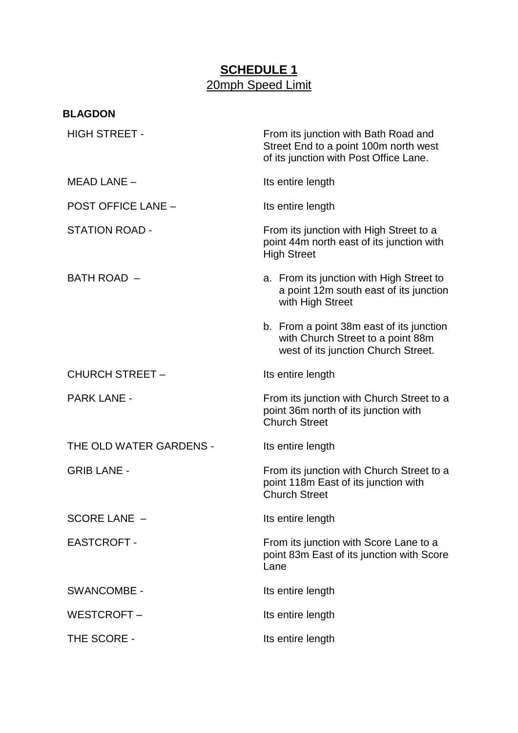# SCHEDULE 1

## 20mph Speed Limit

**BLAGDON**

| | |
|---|---|
| HIGH STREET - | From its junction with Bath Road and Street End to a point 100m north west of its junction with Post Office Lane. |
| MEAD LANE – | Its entire length |
| POST OFFICE LANE – | Its entire length |
| STATION ROAD - | From its junction with High Street to a point 44m north east of its junction with High Street |
| BATH ROAD – | a. From its junction with High Street to a point 12m south east of its junction with High Street |
| | b. From a point 38m east of its junction with Church Street to a point 88m west of its junction Church Street. |
| CHURCH STREET – | Its entire length |
| PARK LANE - | From its junction with Church Street to a point 36m north of its junction with Church Street |
| THE OLD WATER GARDENS - | Its entire length |
| GRIB LANE - | From its junction with Church Street to a point 118m East of its junction with Church Street |
| SCORE LANE – | Its entire length |
| EASTCROFT - | From its junction with Score Lane to a point 83m East of its junction with Score Lane |
| SWANCOMBE - | Its entire length |
| WESTCROFT – | Its entire length |
| THE SCORE - | Its entire length |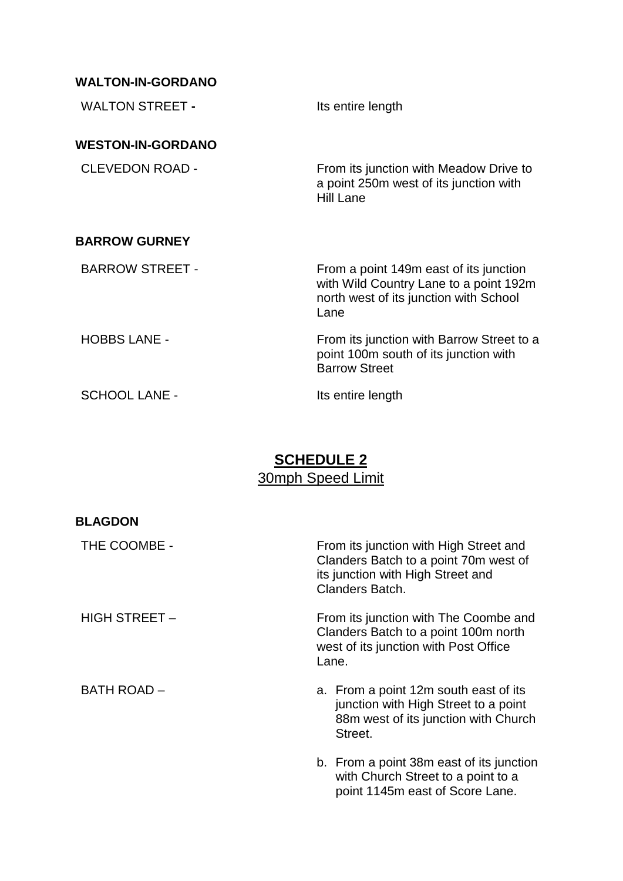**WALTON-IN-GORDANO**

| | |
|---|---|
| WALTON STREET **-** | Its entire length |

**WESTON-IN-GORDANO**

| | |
|---|---|
| CLEVEDON ROAD - | From its junction with Meadow Drive to a point 250m west of its junction with Hill Lane |

**BARROW GURNEY**

| | |
|---|---|
| BARROW STREET - | From a point 149m east of its junction with Wild Country Lane to a point 192m north west of its junction with School Lane |
| HOBBS LANE - | From its junction with Barrow Street to a point 100m south of its junction with Barrow Street |
| SCHOOL LANE - | Its entire length |

## SCHEDULE 2

30mph Speed Limit

**BLAGDON**

| | |
|---|---|
| THE COOMBE - | From its junction with High Street and Clanders Batch to a point 70m west of its junction with High Street and Clanders Batch. |
| HIGH STREET – | From its junction with The Coombe and Clanders Batch to a point 100m north west of its junction with Post Office Lane. |
| BATH ROAD – | a. From a point 12m south east of its junction with High Street to a point 88m west of its junction with Church Street. |
| | b. From a point 38m east of its junction with Church Street to a point to a point 1145m east of Score Lane. |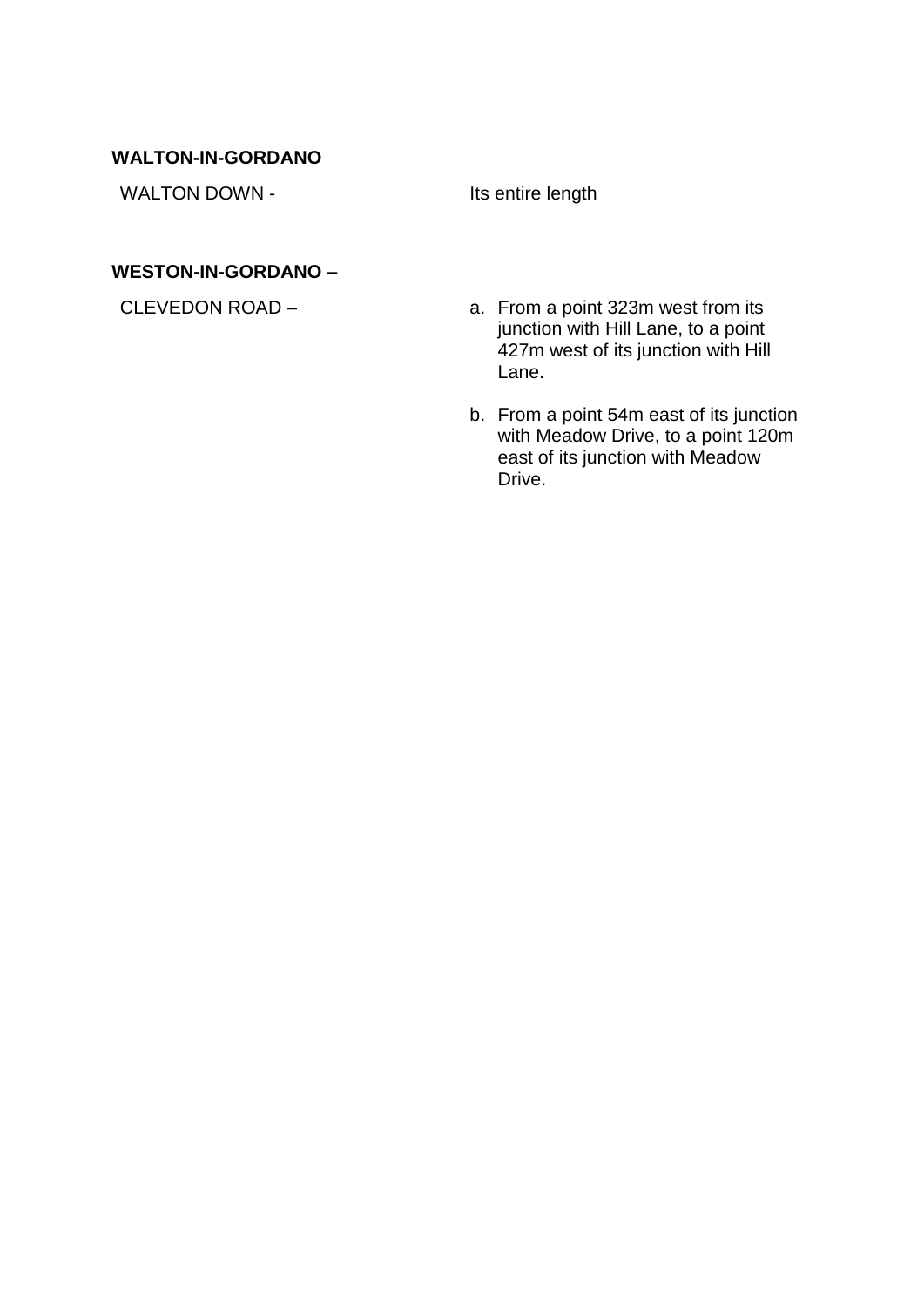**WALTON-IN-GORDANO**

| | |
|---|---|
| WALTON DOWN - | Its entire length |

**WESTON-IN-GORDANO –**

| | |
|---|---|
| CLEVEDON ROAD – | a. From a point 323m west from its junction with Hill Lane, to a point 427m west of its junction with Hill Lane.<br><br>b. From a point 54m east of its junction with Meadow Drive, to a point 120m east of its junction with Meadow Drive. |